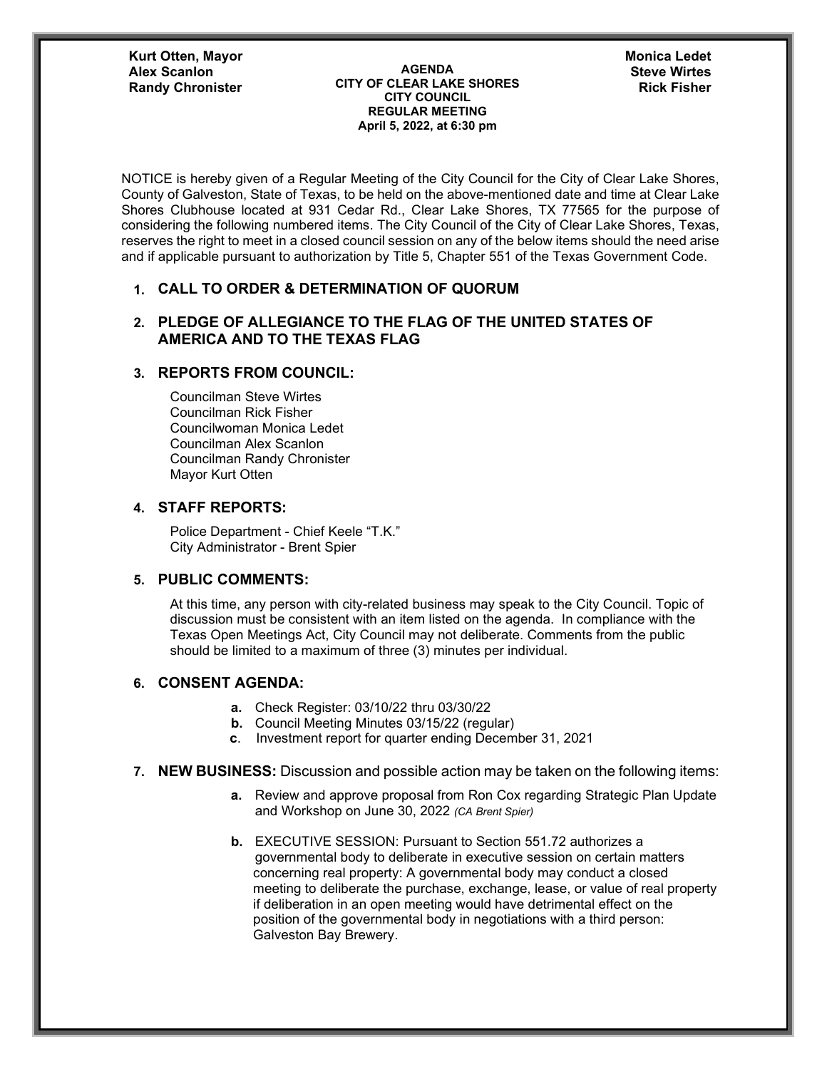**Kurt Otten, Mayor**
**Alex Scanlon**
**Randy Chronister**

**Monica Ledet**
**Steve Wirtes**
**Rick Fisher**

**AGENDA**
**CITY OF CLEAR LAKE SHORES**
**CITY COUNCIL**
**REGULAR MEETING**
**April 5, 2022, at 6:30 pm**

NOTICE is hereby given of a Regular Meeting of the City Council for the City of Clear Lake Shores, County of Galveston, State of Texas, to be held on the above-mentioned date and time at Clear Lake Shores Clubhouse located at 931 Cedar Rd., Clear Lake Shores, TX 77565 for the purpose of considering the following numbered items. The City Council of the City of Clear Lake Shores, Texas, reserves the right to meet in a closed council session on any of the below items should the need arise and if applicable pursuant to authorization by Title 5, Chapter 551 of the Texas Government Code.

1. **CALL TO ORDER & DETERMINATION OF QUORUM**

2. **PLEDGE OF ALLEGIANCE TO THE FLAG OF THE UNITED STATES OF AMERICA AND TO THE TEXAS FLAG**

3. **REPORTS FROM COUNCIL:**

   Councilman Steve Wirtes
   Councilman Rick Fisher
   Councilwoman Monica Ledet
   Councilman Alex Scanlon
   Councilman Randy Chronister
   Mayor Kurt Otten

4. **STAFF REPORTS:**

   Police Department - Chief Keele "T.K."
   City Administrator - Brent Spier

5. **PUBLIC COMMENTS:**

   At this time, any person with city-related business may speak to the City Council. Topic of discussion must be consistent with an item listed on the agenda. In compliance with the Texas Open Meetings Act, City Council may not deliberate. Comments from the public should be limited to a maximum of three (3) minutes per individual.

6. **CONSENT AGENDA:**

   **a.** Check Register: 03/10/22 thru 03/30/22
   **b.** Council Meeting Minutes 03/15/22 (regular)
   **c**. Investment report for quarter ending December 31, 2021

7. **NEW BUSINESS:** Discussion and possible action may be taken on the following items:

   **a.** Review and approve proposal from Ron Cox regarding Strategic Plan Update and Workshop on June 30, 2022 *(CA Brent Spier)*

   **b.** EXECUTIVE SESSION: Pursuant to Section 551.72 authorizes a governmental body to deliberate in executive session on certain matters concerning real property: A governmental body may conduct a closed meeting to deliberate the purchase, exchange, lease, or value of real property if deliberation in an open meeting would have detrimental effect on the position of the governmental body in negotiations with a third person: Galveston Bay Brewery.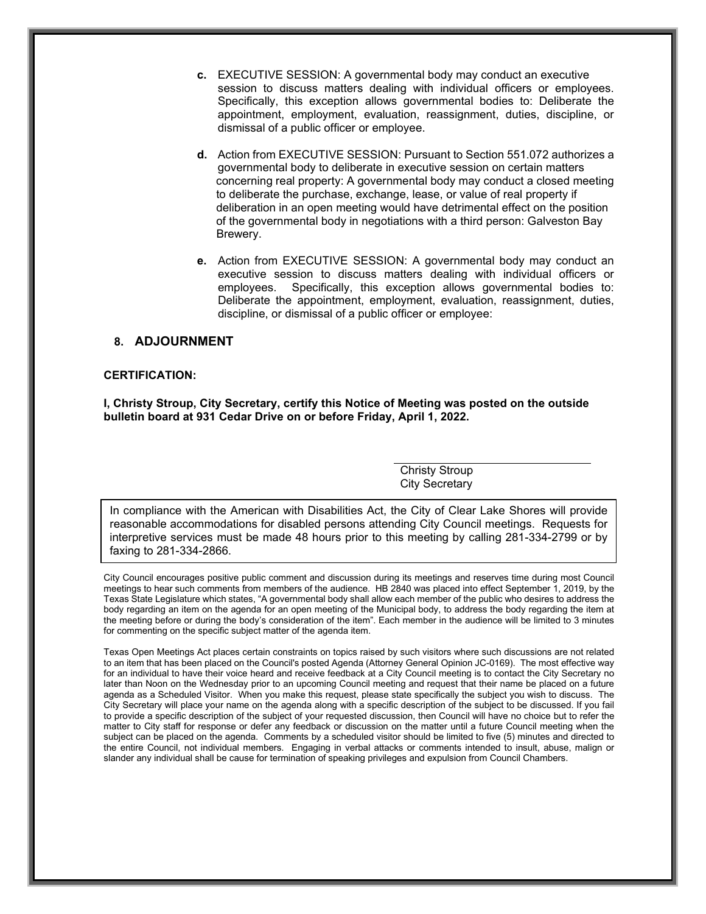c. EXECUTIVE SESSION: A governmental body may conduct an executive session to discuss matters dealing with individual officers or employees. Specifically, this exception allows governmental bodies to: Deliberate the appointment, employment, evaluation, reassignment, duties, discipline, or dismissal of a public officer or employee.

d. Action from EXECUTIVE SESSION: Pursuant to Section 551.072 authorizes a governmental body to deliberate in executive session on certain matters concerning real property: A governmental body may conduct a closed meeting to deliberate the purchase, exchange, lease, or value of real property if deliberation in an open meeting would have detrimental effect on the position of the governmental body in negotiations with a third person: Galveston Bay Brewery.

e. Action from EXECUTIVE SESSION: A governmental body may conduct an executive session to discuss matters dealing with individual officers or employees. Specifically, this exception allows governmental bodies to: Deliberate the appointment, employment, evaluation, reassignment, duties, discipline, or dismissal of a public officer or employee:

## 8. ADJOURNMENT

**CERTIFICATION:**

**I, Christy Stroup, City Secretary, certify this Notice of Meeting was posted on the outside bulletin board at 931 Cedar Drive on or before Friday, April 1, 2022.**

Christy Stroup
City Secretary

In compliance with the American with Disabilities Act, the City of Clear Lake Shores will provide reasonable accommodations for disabled persons attending City Council meetings. Requests for interpretive services must be made 48 hours prior to this meeting by calling 281-334-2799 or by faxing to 281-334-2866.

City Council encourages positive public comment and discussion during its meetings and reserves time during most Council meetings to hear such comments from members of the audience. HB 2840 was placed into effect September 1, 2019, by the Texas State Legislature which states, "A governmental body shall allow each member of the public who desires to address the body regarding an item on the agenda for an open meeting of the Municipal body, to address the body regarding the item at the meeting before or during the body's consideration of the item". Each member in the audience will be limited to 3 minutes for commenting on the specific subject matter of the agenda item.

Texas Open Meetings Act places certain constraints on topics raised by such visitors where such discussions are not related to an item that has been placed on the Council's posted Agenda (Attorney General Opinion JC-0169). The most effective way for an individual to have their voice heard and receive feedback at a City Council meeting is to contact the City Secretary no later than Noon on the Wednesday prior to an upcoming Council meeting and request that their name be placed on a future agenda as a Scheduled Visitor. When you make this request, please state specifically the subject you wish to discuss. The City Secretary will place your name on the agenda along with a specific description of the subject to be discussed. If you fail to provide a specific description of the subject of your requested discussion, then Council will have no choice but to refer the matter to City staff for response or defer any feedback or discussion on the matter until a future Council meeting when the subject can be placed on the agenda. Comments by a scheduled visitor should be limited to five (5) minutes and directed to the entire Council, not individual members. Engaging in verbal attacks or comments intended to insult, abuse, malign or slander any individual shall be cause for termination of speaking privileges and expulsion from Council Chambers.